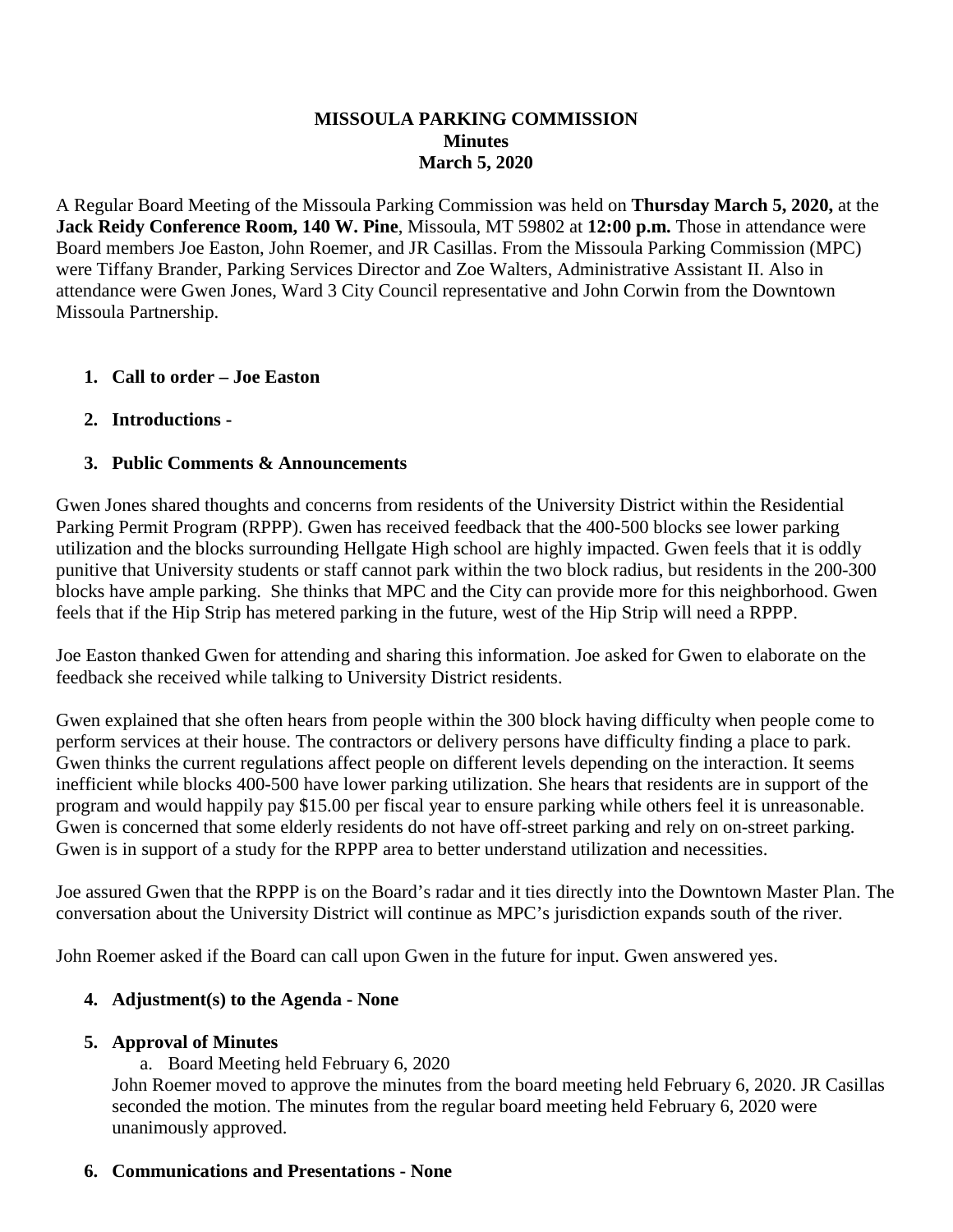# MISSOULA PARKING COMMISSION
## Minutes
## March 5, 2020

A Regular Board Meeting of the Missoula Parking Commission was held on **Thursday March 5, 2020,** at the **Jack Reidy Conference Room, 140 W. Pine**, Missoula, MT 59802 at **12:00 p.m.** Those in attendance were Board members Joe Easton, John Roemer, and JR Casillas. From the Missoula Parking Commission (MPC) were Tiffany Brander, Parking Services Director and Zoe Walters, Administrative Assistant II. Also in attendance were Gwen Jones, Ward 3 City Council representative and John Corwin from the Downtown Missoula Partnership.

1. **Call to order – Joe Easton**

2. **Introductions -**

3. **Public Comments & Announcements**

Gwen Jones shared thoughts and concerns from residents of the University District within the Residential Parking Permit Program (RPPP). Gwen has received feedback that the 400-500 blocks see lower parking utilization and the blocks surrounding Hellgate High school are highly impacted. Gwen feels that it is oddly punitive that University students or staff cannot park within the two block radius, but residents in the 200-300 blocks have ample parking. She thinks that MPC and the City can provide more for this neighborhood. Gwen feels that if the Hip Strip has metered parking in the future, west of the Hip Strip will need a RPPP.

Joe Easton thanked Gwen for attending and sharing this information. Joe asked for Gwen to elaborate on the feedback she received while talking to University District residents.

Gwen explained that she often hears from people within the 300 block having difficulty when people come to perform services at their house. The contractors or delivery persons have difficulty finding a place to park. Gwen thinks the current regulations affect people on different levels depending on the interaction. It seems inefficient while blocks 400-500 have lower parking utilization. She hears that residents are in support of the program and would happily pay $15.00 per fiscal year to ensure parking while others feel it is unreasonable. Gwen is concerned that some elderly residents do not have off-street parking and rely on on-street parking. Gwen is in support of a study for the RPPP area to better understand utilization and necessities.

Joe assured Gwen that the RPPP is on the Board's radar and it ties directly into the Downtown Master Plan. The conversation about the University District will continue as MPC's jurisdiction expands south of the river.

John Roemer asked if the Board can call upon Gwen in the future for input. Gwen answered yes.

4. **Adjustment(s) to the Agenda - None**

5. **Approval of Minutes**
   a. Board Meeting held February 6, 2020

   John Roemer moved to approve the minutes from the board meeting held February 6, 2020. JR Casillas seconded the motion. The minutes from the regular board meeting held February 6, 2020 were unanimously approved.

6. **Communications and Presentations - None**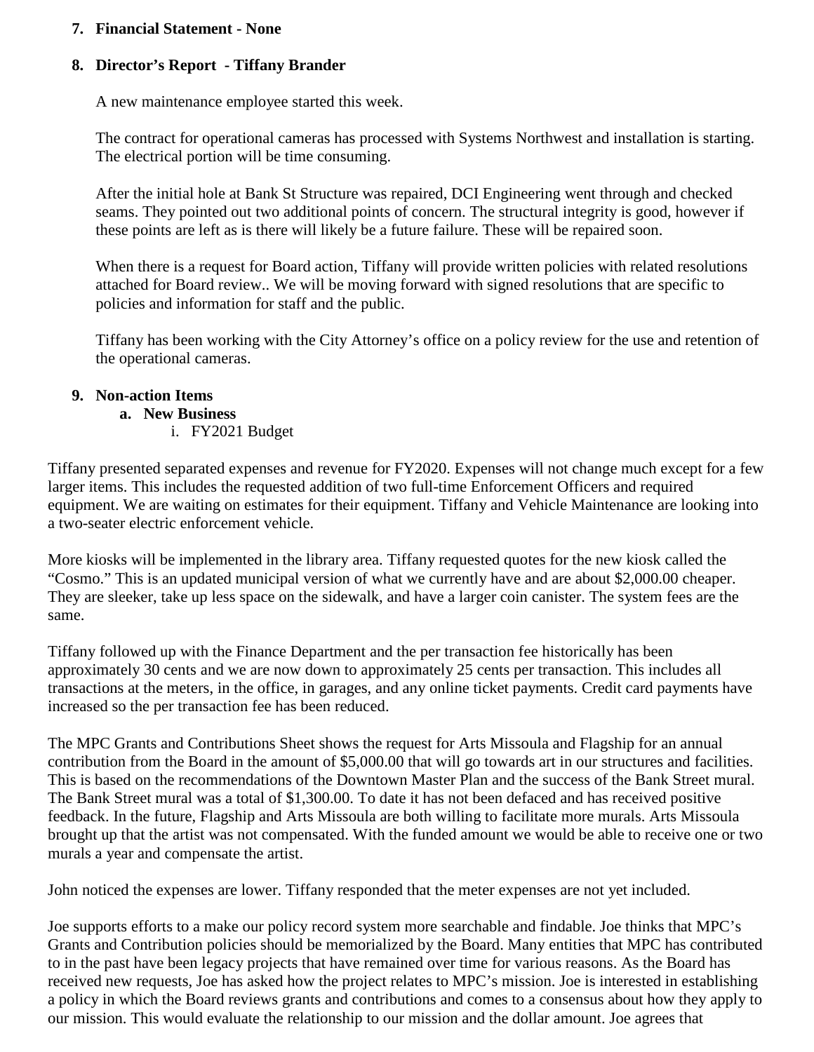7. **Financial Statement - None**

8. **Director's Report - Tiffany Brander**

   A new maintenance employee started this week.

   The contract for operational cameras has processed with Systems Northwest and installation is starting. The electrical portion will be time consuming.

   After the initial hole at Bank St Structure was repaired, DCI Engineering went through and checked seams. They pointed out two additional points of concern. The structural integrity is good, however if these points are left as is there will likely be a future failure. These will be repaired soon.

   When there is a request for Board action, Tiffany will provide written policies with related resolutions attached for Board review.. We will be moving forward with signed resolutions that are specific to policies and information for staff and the public.

   Tiffany has been working with the City Attorney's office on a policy review for the use and retention of the operational cameras.

9. **Non-action Items**
   a. **New Business**
      i. FY2021 Budget

Tiffany presented separated expenses and revenue for FY2020. Expenses will not change much except for a few larger items. This includes the requested addition of two full-time Enforcement Officers and required equipment. We are waiting on estimates for their equipment. Tiffany and Vehicle Maintenance are looking into a two-seater electric enforcement vehicle.

More kiosks will be implemented in the library area. Tiffany requested quotes for the new kiosk called the "Cosmo." This is an updated municipal version of what we currently have and are about $2,000.00 cheaper. They are sleeker, take up less space on the sidewalk, and have a larger coin canister. The system fees are the same.

Tiffany followed up with the Finance Department and the per transaction fee historically has been approximately 30 cents and we are now down to approximately 25 cents per transaction. This includes all transactions at the meters, in the office, in garages, and any online ticket payments. Credit card payments have increased so the per transaction fee has been reduced.

The MPC Grants and Contributions Sheet shows the request for Arts Missoula and Flagship for an annual contribution from the Board in the amount of $5,000.00 that will go towards art in our structures and facilities. This is based on the recommendations of the Downtown Master Plan and the success of the Bank Street mural. The Bank Street mural was a total of $1,300.00. To date it has not been defaced and has received positive feedback. In the future, Flagship and Arts Missoula are both willing to facilitate more murals. Arts Missoula brought up that the artist was not compensated. With the funded amount we would be able to receive one or two murals a year and compensate the artist.

John noticed the expenses are lower. Tiffany responded that the meter expenses are not yet included.

Joe supports efforts to a make our policy record system more searchable and findable. Joe thinks that MPC's Grants and Contribution policies should be memorialized by the Board. Many entities that MPC has contributed to in the past have been legacy projects that have remained over time for various reasons. As the Board has received new requests, Joe has asked how the project relates to MPC's mission. Joe is interested in establishing a policy in which the Board reviews grants and contributions and comes to a consensus about how they apply to our mission. This would evaluate the relationship to our mission and the dollar amount. Joe agrees that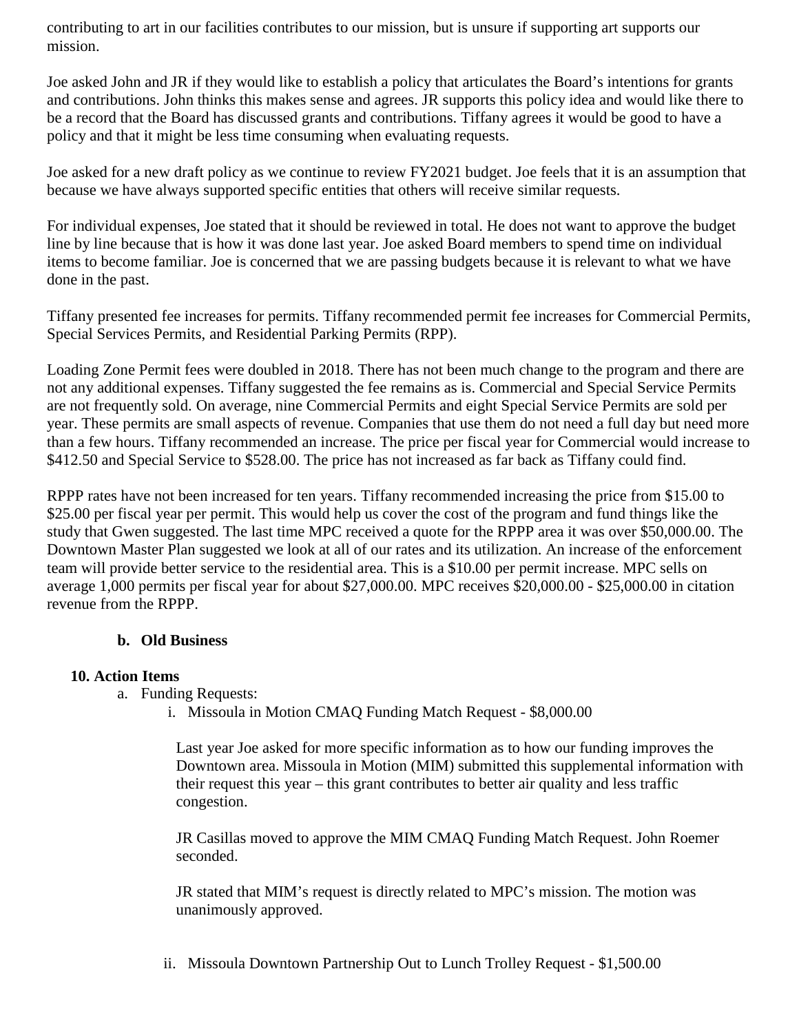contributing to art in our facilities contributes to our mission, but is unsure if supporting art supports our mission.

Joe asked John and JR if they would like to establish a policy that articulates the Board's intentions for grants and contributions. John thinks this makes sense and agrees. JR supports this policy idea and would like there to be a record that the Board has discussed grants and contributions. Tiffany agrees it would be good to have a policy and that it might be less time consuming when evaluating requests.

Joe asked for a new draft policy as we continue to review FY2021 budget. Joe feels that it is an assumption that because we have always supported specific entities that others will receive similar requests.

For individual expenses, Joe stated that it should be reviewed in total. He does not want to approve the budget line by line because that is how it was done last year. Joe asked Board members to spend time on individual items to become familiar. Joe is concerned that we are passing budgets because it is relevant to what we have done in the past.

Tiffany presented fee increases for permits. Tiffany recommended permit fee increases for Commercial Permits, Special Services Permits, and Residential Parking Permits (RPP).

Loading Zone Permit fees were doubled in 2018. There has not been much change to the program and there are not any additional expenses. Tiffany suggested the fee remains as is. Commercial and Special Service Permits are not frequently sold. On average, nine Commercial Permits and eight Special Service Permits are sold per year. These permits are small aspects of revenue. Companies that use them do not need a full day but need more than a few hours. Tiffany recommended an increase. The price per fiscal year for Commercial would increase to $412.50 and Special Service to $528.00. The price has not increased as far back as Tiffany could find.

RPPP rates have not been increased for ten years. Tiffany recommended increasing the price from $15.00 to $25.00 per fiscal year per permit. This would help us cover the cost of the program and fund things like the study that Gwen suggested. The last time MPC received a quote for the RPPP area it was over $50,000.00. The Downtown Master Plan suggested we look at all of our rates and its utilization. An increase of the enforcement team will provide better service to the residential area. This is a $10.00 per permit increase. MPC sells on average 1,000 permits per fiscal year for about $27,000.00. MPC receives $20,000.00 - $25,000.00 in citation revenue from the RPPP.

**b. Old Business**

**10. Action Items**

a. Funding Requests:

i. Missoula in Motion CMAQ Funding Match Request - $8,000.00

Last year Joe asked for more specific information as to how our funding improves the Downtown area. Missoula in Motion (MIM) submitted this supplemental information with their request this year – this grant contributes to better air quality and less traffic congestion.

JR Casillas moved to approve the MIM CMAQ Funding Match Request. John Roemer seconded.

JR stated that MIM's request is directly related to MPC's mission. The motion was unanimously approved.

ii. Missoula Downtown Partnership Out to Lunch Trolley Request - $1,500.00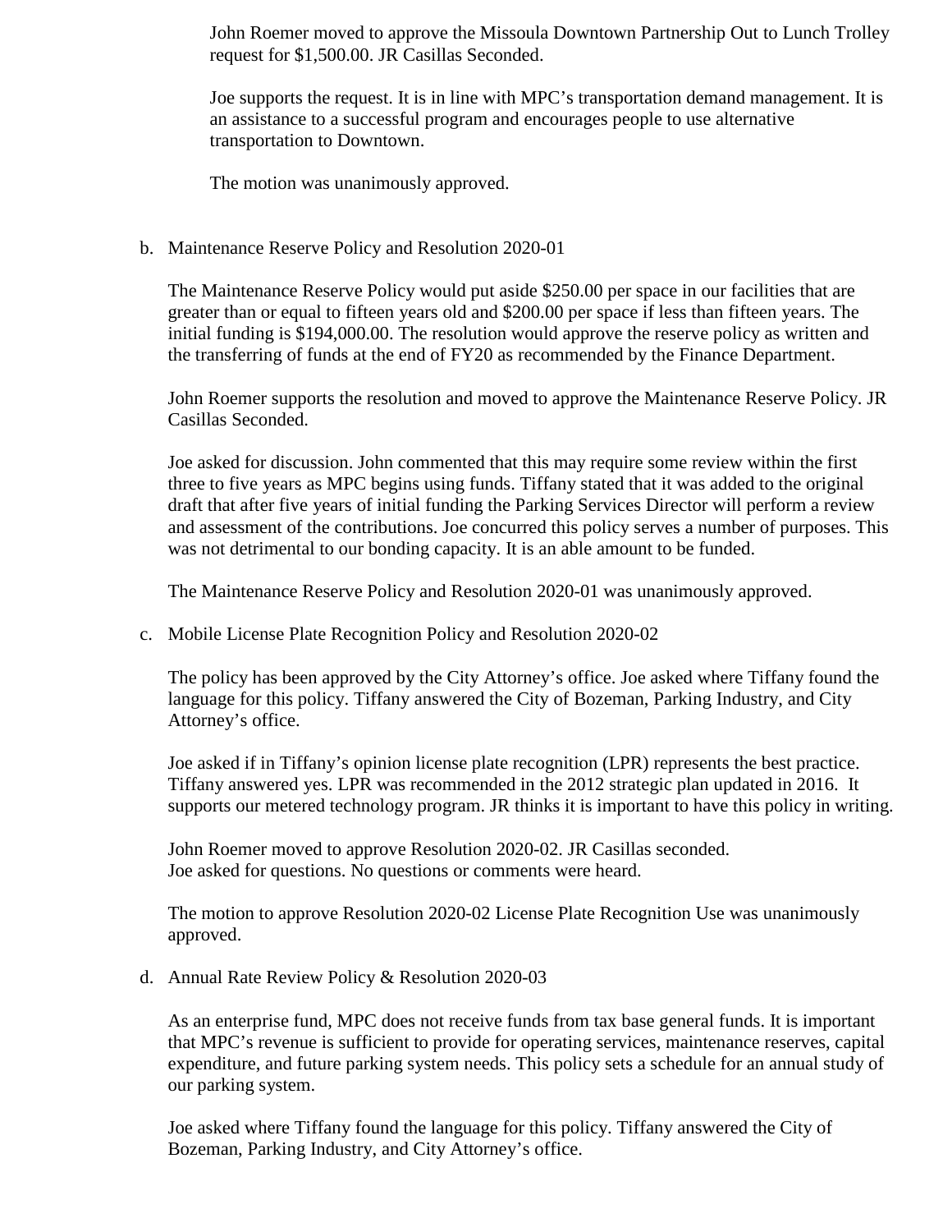John Roemer moved to approve the Missoula Downtown Partnership Out to Lunch Trolley request for $1,500.00. JR Casillas Seconded.

Joe supports the request. It is in line with MPC's transportation demand management. It is an assistance to a successful program and encourages people to use alternative transportation to Downtown.

The motion was unanimously approved.

b. Maintenance Reserve Policy and Resolution 2020-01

The Maintenance Reserve Policy would put aside $250.00 per space in our facilities that are greater than or equal to fifteen years old and $200.00 per space if less than fifteen years. The initial funding is $194,000.00. The resolution would approve the reserve policy as written and the transferring of funds at the end of FY20 as recommended by the Finance Department.

John Roemer supports the resolution and moved to approve the Maintenance Reserve Policy. JR Casillas Seconded.

Joe asked for discussion. John commented that this may require some review within the first three to five years as MPC begins using funds. Tiffany stated that it was added to the original draft that after five years of initial funding the Parking Services Director will perform a review and assessment of the contributions. Joe concurred this policy serves a number of purposes. This was not detrimental to our bonding capacity. It is an able amount to be funded.

The Maintenance Reserve Policy and Resolution 2020-01 was unanimously approved.

c. Mobile License Plate Recognition Policy and Resolution 2020-02

The policy has been approved by the City Attorney's office. Joe asked where Tiffany found the language for this policy. Tiffany answered the City of Bozeman, Parking Industry, and City Attorney's office.

Joe asked if in Tiffany's opinion license plate recognition (LPR) represents the best practice. Tiffany answered yes. LPR was recommended in the 2012 strategic plan updated in 2016. It supports our metered technology program. JR thinks it is important to have this policy in writing.

John Roemer moved to approve Resolution 2020-02. JR Casillas seconded.
Joe asked for questions. No questions or comments were heard.

The motion to approve Resolution 2020-02 License Plate Recognition Use was unanimously approved.

d. Annual Rate Review Policy & Resolution 2020-03

As an enterprise fund, MPC does not receive funds from tax base general funds. It is important that MPC's revenue is sufficient to provide for operating services, maintenance reserves, capital expenditure, and future parking system needs. This policy sets a schedule for an annual study of our parking system.

Joe asked where Tiffany found the language for this policy. Tiffany answered the City of Bozeman, Parking Industry, and City Attorney's office.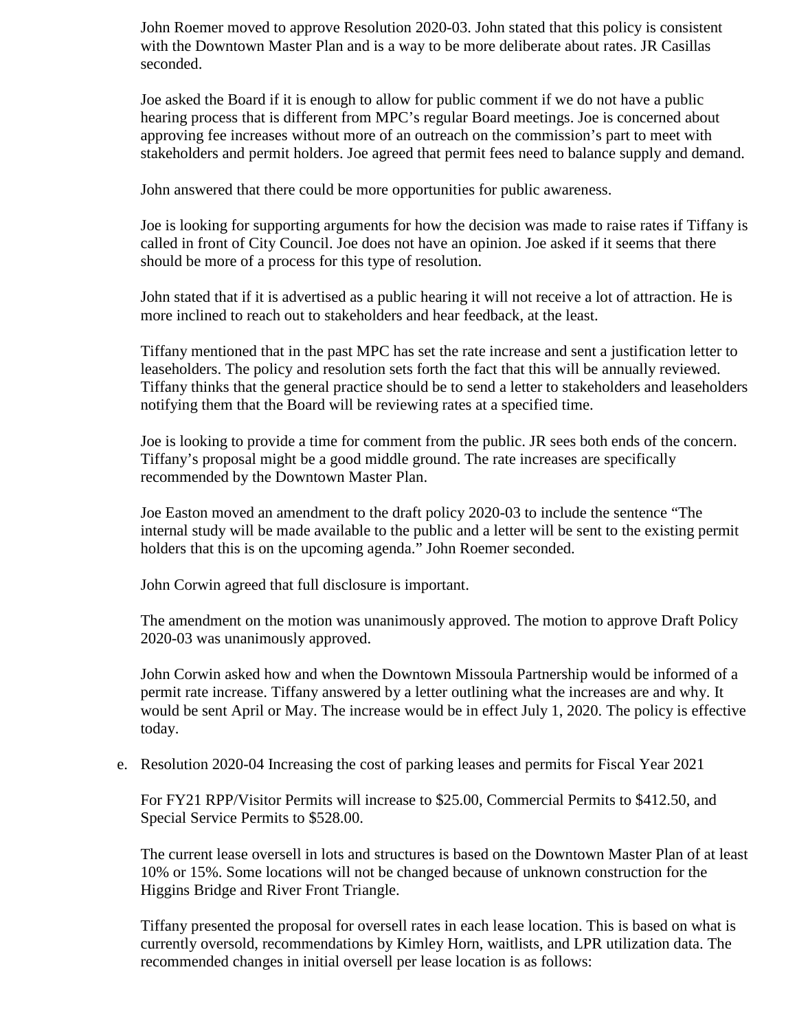John Roemer moved to approve Resolution 2020-03. John stated that this policy is consistent with the Downtown Master Plan and is a way to be more deliberate about rates. JR Casillas seconded.

Joe asked the Board if it is enough to allow for public comment if we do not have a public hearing process that is different from MPC's regular Board meetings. Joe is concerned about approving fee increases without more of an outreach on the commission's part to meet with stakeholders and permit holders. Joe agreed that permit fees need to balance supply and demand.

John answered that there could be more opportunities for public awareness.

Joe is looking for supporting arguments for how the decision was made to raise rates if Tiffany is called in front of City Council. Joe does not have an opinion. Joe asked if it seems that there should be more of a process for this type of resolution.

John stated that if it is advertised as a public hearing it will not receive a lot of attraction. He is more inclined to reach out to stakeholders and hear feedback, at the least.

Tiffany mentioned that in the past MPC has set the rate increase and sent a justification letter to leaseholders. The policy and resolution sets forth the fact that this will be annually reviewed. Tiffany thinks that the general practice should be to send a letter to stakeholders and leaseholders notifying them that the Board will be reviewing rates at a specified time.

Joe is looking to provide a time for comment from the public. JR sees both ends of the concern. Tiffany's proposal might be a good middle ground. The rate increases are specifically recommended by the Downtown Master Plan.

Joe Easton moved an amendment to the draft policy 2020-03 to include the sentence "The internal study will be made available to the public and a letter will be sent to the existing permit holders that this is on the upcoming agenda." John Roemer seconded.

John Corwin agreed that full disclosure is important.

The amendment on the motion was unanimously approved. The motion to approve Draft Policy 2020-03 was unanimously approved.

John Corwin asked how and when the Downtown Missoula Partnership would be informed of a permit rate increase. Tiffany answered by a letter outlining what the increases are and why. It would be sent April or May. The increase would be in effect July 1, 2020. The policy is effective today.

e. Resolution 2020-04 Increasing the cost of parking leases and permits for Fiscal Year 2021

   For FY21 RPP/Visitor Permits will increase to $25.00, Commercial Permits to $412.50, and Special Service Permits to $528.00.

   The current lease oversell in lots and structures is based on the Downtown Master Plan of at least 10% or 15%. Some locations will not be changed because of unknown construction for the Higgins Bridge and River Front Triangle.

   Tiffany presented the proposal for oversell rates in each lease location. This is based on what is currently oversold, recommendations by Kimley Horn, waitlists, and LPR utilization data. The recommended changes in initial oversell per lease location is as follows: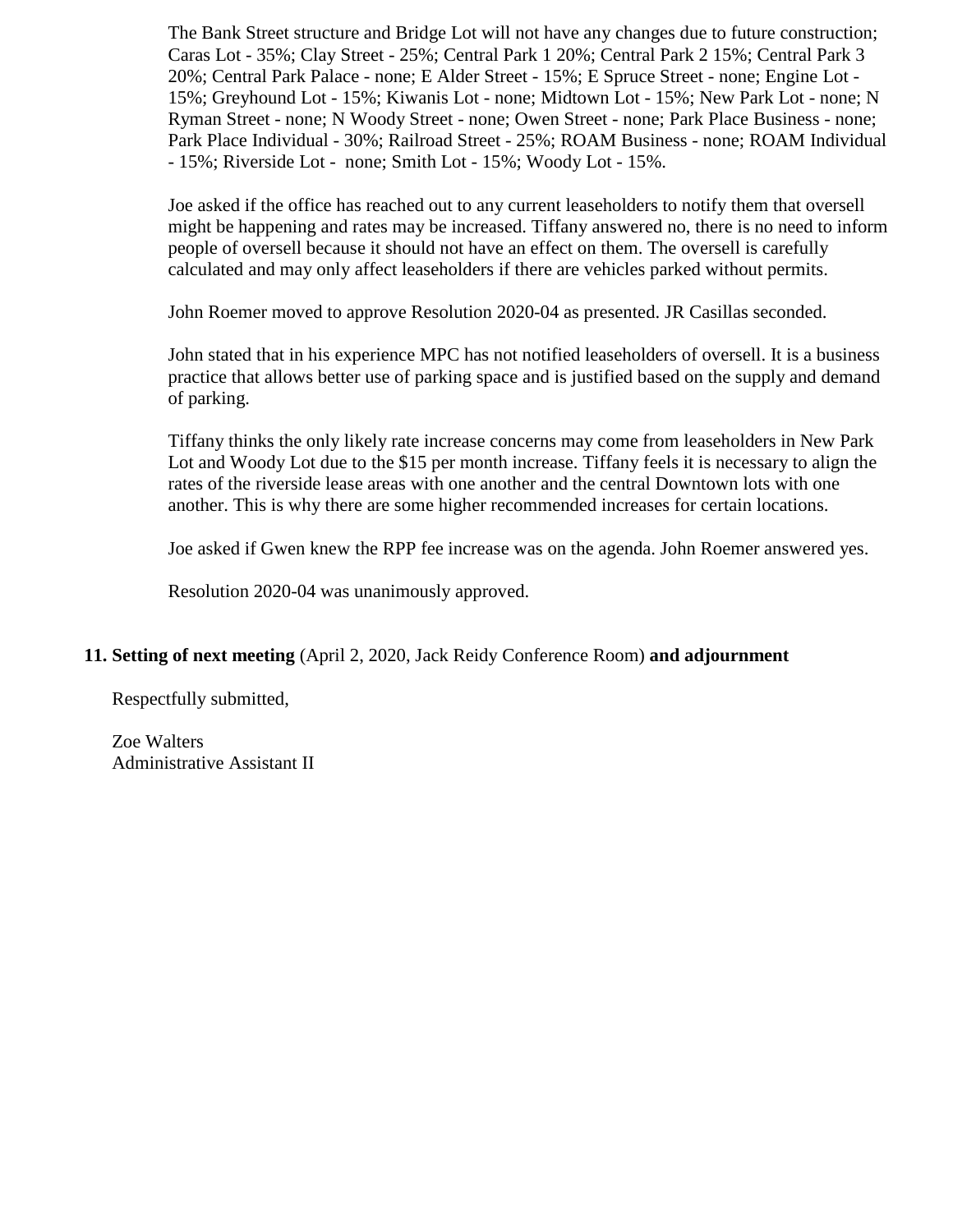The Bank Street structure and Bridge Lot will not have any changes due to future construction; Caras Lot - 35%; Clay Street - 25%; Central Park 1 20%; Central Park 2 15%; Central Park 3 20%; Central Park Palace - none; E Alder Street - 15%; E Spruce Street - none; Engine Lot - 15%; Greyhound Lot - 15%; Kiwanis Lot - none; Midtown Lot - 15%; New Park Lot - none; N Ryman Street - none; N Woody Street - none; Owen Street - none; Park Place Business - none; Park Place Individual - 30%; Railroad Street - 25%; ROAM Business - none; ROAM Individual - 15%; Riverside Lot - none; Smith Lot - 15%; Woody Lot - 15%.

Joe asked if the office has reached out to any current leaseholders to notify them that oversell might be happening and rates may be increased. Tiffany answered no, there is no need to inform people of oversell because it should not have an effect on them. The oversell is carefully calculated and may only affect leaseholders if there are vehicles parked without permits.

John Roemer moved to approve Resolution 2020-04 as presented. JR Casillas seconded.

John stated that in his experience MPC has not notified leaseholders of oversell. It is a business practice that allows better use of parking space and is justified based on the supply and demand of parking.

Tiffany thinks the only likely rate increase concerns may come from leaseholders in New Park Lot and Woody Lot due to the $15 per month increase. Tiffany feels it is necessary to align the rates of the riverside lease areas with one another and the central Downtown lots with one another. This is why there are some higher recommended increases for certain locations.

Joe asked if Gwen knew the RPP fee increase was on the agenda. John Roemer answered yes.

Resolution 2020-04 was unanimously approved.

**11. Setting of next meeting** (April 2, 2020, Jack Reidy Conference Room) **and adjournment**

Respectfully submitted,

Zoe Walters
Administrative Assistant II